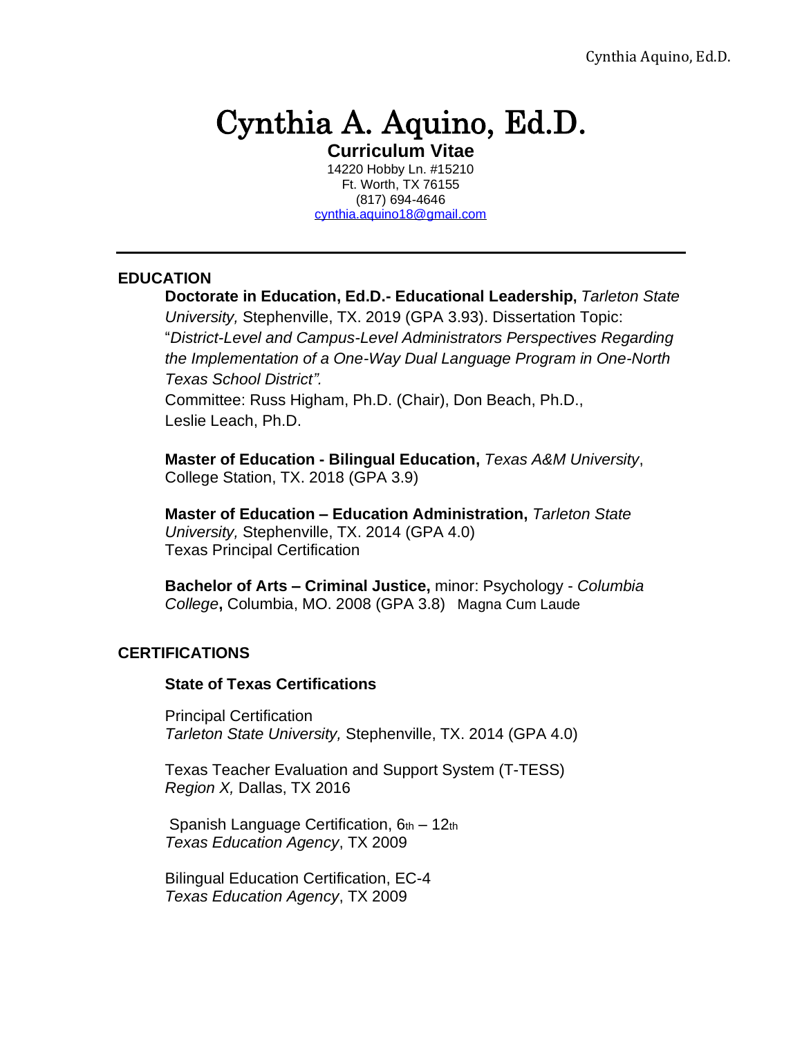# Cynthia A. Aquino, Ed.D.

**Curriculum Vitae**

14220 Hobby Ln. #15210
Ft. Worth, TX 76155
(817) 694-4646
cynthia.aquino18@gmail.com

---

## EDUCATION

**Doctorate in Education, Ed.D.- Educational Leadership,** *Tarleton State University,* Stephenville, TX. 2019 (GPA 3.93). Dissertation Topic: "*District-Level and Campus-Level Administrators Perspectives Regarding the Implementation of a One-Way Dual Language Program in One-North Texas School District".*
Committee: Russ Higham, Ph.D. (Chair), Don Beach, Ph.D., Leslie Leach, Ph.D.

**Master of Education - Bilingual Education,** *Texas A&M University*, College Station, TX. 2018 (GPA 3.9)

**Master of Education – Education Administration,** *Tarleton State University,* Stephenville, TX. 2014 (GPA 4.0)
Texas Principal Certification

**Bachelor of Arts – Criminal Justice,** minor: Psychology - *Columbia College***,** Columbia, MO. 2008 (GPA 3.8) Magna Cum Laude

## CERTIFICATIONS

### State of Texas Certifications

Principal Certification
*Tarleton State University,* Stephenville, TX. 2014 (GPA 4.0)

Texas Teacher Evaluation and Support System (T-TESS)
*Region X,* Dallas, TX 2016

Spanish Language Certification, 6th – 12th
*Texas Education Agency*, TX 2009

Bilingual Education Certification, EC-4
*Texas Education Agency*, TX 2009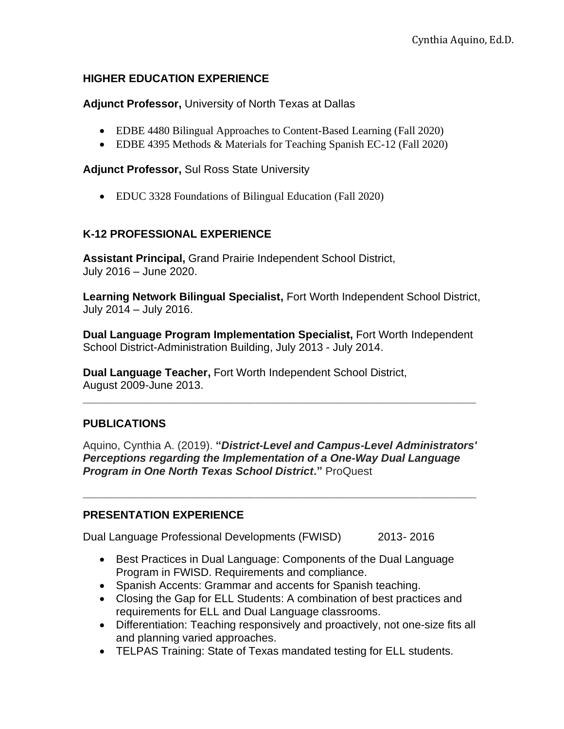## HIGHER EDUCATION EXPERIENCE

**Adjunct Professor,** University of North Texas at Dallas

- EDBE 4480 Bilingual Approaches to Content-Based Learning (Fall 2020)
- EDBE 4395 Methods & Materials for Teaching Spanish EC-12 (Fall 2020)

**Adjunct Professor,** Sul Ross State University

- EDUC 3328 Foundations of Bilingual Education (Fall 2020)

## K-12 PROFESSIONAL EXPERIENCE

**Assistant Principal,** Grand Prairie Independent School District, July 2016 – June 2020.

**Learning Network Bilingual Specialist,** Fort Worth Independent School District, July 2014 – July 2016.

**Dual Language Program Implementation Specialist,** Fort Worth Independent School District-Administration Building, July 2013 - July 2014.

**Dual Language Teacher,** Fort Worth Independent School District, August 2009-June 2013.

---

## PUBLICATIONS

Aquino, Cynthia A. (2019). **"*District-Level and Campus-Level Administrators' Perceptions regarding the Implementation of a One-Way Dual Language Program in One North Texas School District*."** ProQuest

---

## PRESENTATION EXPERIENCE

Dual Language Professional Developments (FWISD) 2013- 2016

- Best Practices in Dual Language: Components of the Dual Language Program in FWISD. Requirements and compliance.
- Spanish Accents: Grammar and accents for Spanish teaching.
- Closing the Gap for ELL Students: A combination of best practices and requirements for ELL and Dual Language classrooms.
- Differentiation: Teaching responsively and proactively, not one-size fits all and planning varied approaches.
- TELPAS Training: State of Texas mandated testing for ELL students.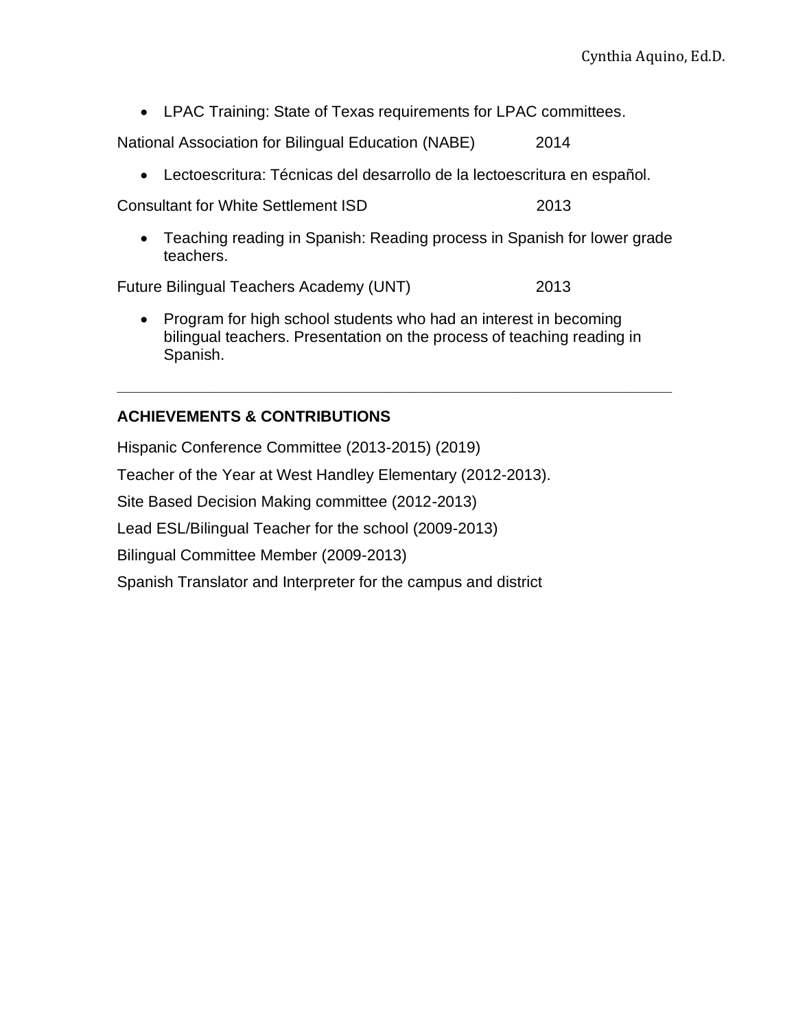- LPAC Training: State of Texas requirements for LPAC committees.

National Association for Bilingual Education (NABE) 2014

- Lectoescritura: Técnicas del desarrollo de la lectoescritura en español.

Consultant for White Settlement ISD 2013

- Teaching reading in Spanish: Reading process in Spanish for lower grade teachers.

Future Bilingual Teachers Academy (UNT) 2013

- Program for high school students who had an interest in becoming bilingual teachers. Presentation on the process of teaching reading in Spanish.

---

## ACHIEVEMENTS & CONTRIBUTIONS

Hispanic Conference Committee (2013-2015) (2019)

Teacher of the Year at West Handley Elementary (2012-2013).

Site Based Decision Making committee (2012-2013)

Lead ESL/Bilingual Teacher for the school (2009-2013)

Bilingual Committee Member (2009-2013)

Spanish Translator and Interpreter for the campus and district